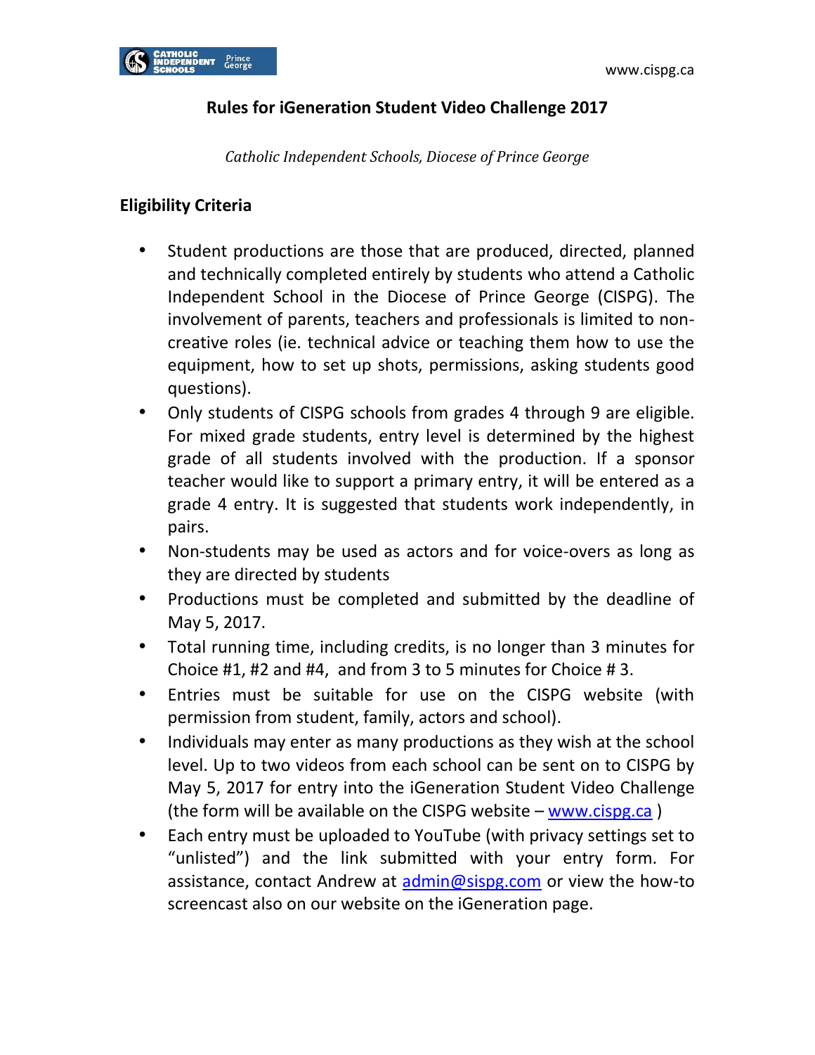# Rules for iGeneration Student Video Challenge 2017

*Catholic Independent Schools, Diocese of Prince George*

## Eligibility Criteria

- Student productions are those that are produced, directed, planned and technically completed entirely by students who attend a Catholic Independent School in the Diocese of Prince George (CISPG). The involvement of parents, teachers and professionals is limited to non-creative roles (ie. technical advice or teaching them how to use the equipment, how to set up shots, permissions, asking students good questions).
- Only students of CISPG schools from grades 4 through 9 are eligible. For mixed grade students, entry level is determined by the highest grade of all students involved with the production. If a sponsor teacher would like to support a primary entry, it will be entered as a grade 4 entry. It is suggested that students work independently, in pairs.
- Non-students may be used as actors and for voice-overs as long as they are directed by students
- Productions must be completed and submitted by the deadline of May 5, 2017.
- Total running time, including credits, is no longer than 3 minutes for Choice #1, #2 and #4, and from 3 to 5 minutes for Choice # 3.
- Entries must be suitable for use on the CISPG website (with permission from student, family, actors and school).
- Individuals may enter as many productions as they wish at the school level. Up to two videos from each school can be sent on to CISPG by May 5, 2017 for entry into the iGeneration Student Video Challenge (the form will be available on the CISPG website – [www.cispg.ca](http://www.cispg.ca) )
- Each entry must be uploaded to YouTube (with privacy settings set to "unlisted") and the link submitted with your entry form. For assistance, contact Andrew at [admin@sispg.com](mailto:admin@sispg.com) or view the how-to screencast also on our website on the iGeneration page.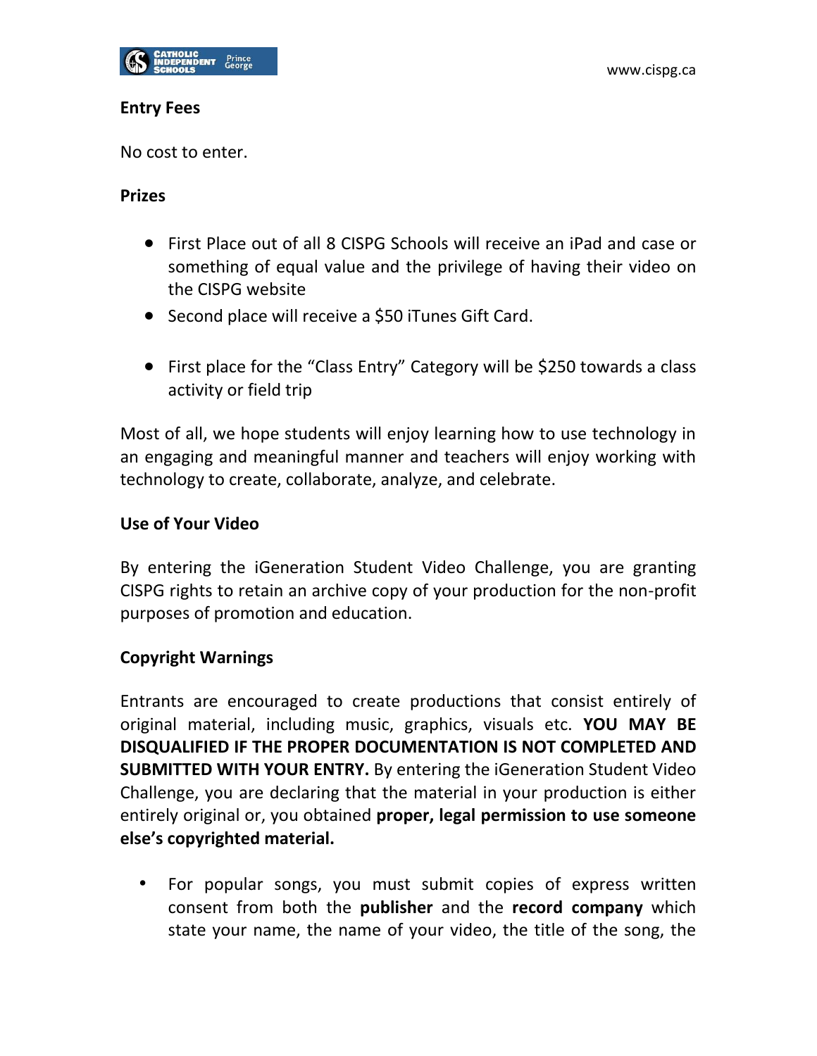**Entry Fees**

No cost to enter.

**Prizes**

- First Place out of all 8 CISPG Schools will receive an iPad and case or something of equal value and the privilege of having their video on the CISPG website
- Second place will receive a $50 iTunes Gift Card.
- First place for the "Class Entry" Category will be $250 towards a class activity or field trip

Most of all, we hope students will enjoy learning how to use technology in an engaging and meaningful manner and teachers will enjoy working with technology to create, collaborate, analyze, and celebrate.

**Use of Your Video**

By entering the iGeneration Student Video Challenge, you are granting CISPG rights to retain an archive copy of your production for the non-profit purposes of promotion and education.

**Copyright Warnings**

Entrants are encouraged to create productions that consist entirely of original material, including music, graphics, visuals etc. **YOU MAY BE DISQUALIFIED IF THE PROPER DOCUMENTATION IS NOT COMPLETED AND SUBMITTED WITH YOUR ENTRY.** By entering the iGeneration Student Video Challenge, you are declaring that the material in your production is either entirely original or, you obtained **proper, legal permission to use someone else's copyrighted material.**

- For popular songs, you must submit copies of express written consent from both the **publisher** and the **record company** which state your name, the name of your video, the title of the song, the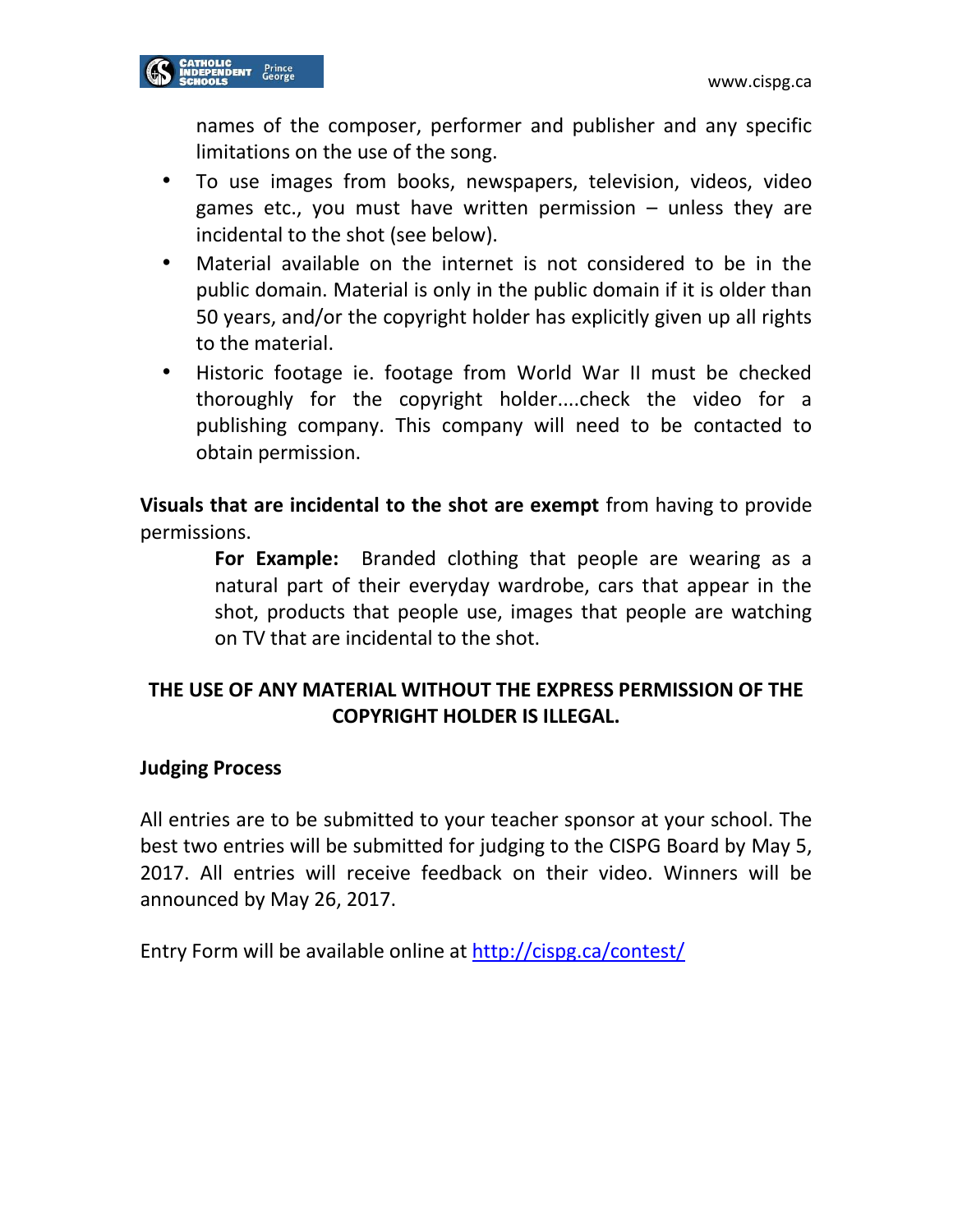names of the composer, performer and publisher and any specific limitations on the use of the song.

- To use images from books, newspapers, television, videos, video games etc., you must have written permission – unless they are incidental to the shot (see below).
- Material available on the internet is not considered to be in the public domain. Material is only in the public domain if it is older than 50 years, and/or the copyright holder has explicitly given up all rights to the material.
- Historic footage ie. footage from World War II must be checked thoroughly for the copyright holder....check the video for a publishing company. This company will need to be contacted to obtain permission.

**Visuals that are incidental to the shot are exempt** from having to provide permissions.

> **For Example:** Branded clothing that people are wearing as a natural part of their everyday wardrobe, cars that appear in the shot, products that people use, images that people are watching on TV that are incidental to the shot.

**THE USE OF ANY MATERIAL WITHOUT THE EXPRESS PERMISSION OF THE COPYRIGHT HOLDER IS ILLEGAL.**

**Judging Process**

All entries are to be submitted to your teacher sponsor at your school. The best two entries will be submitted for judging to the CISPG Board by May 5, 2017. All entries will receive feedback on their video. Winners will be announced by May 26, 2017.

Entry Form will be available online at http://cispg.ca/contest/